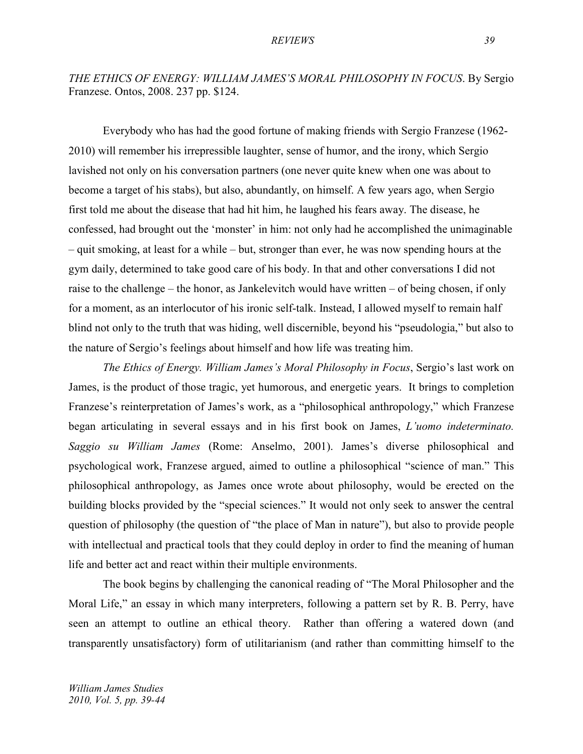*THE ETHICS OF ENERGY: WILLIAM JAMES'S MORAL PHILOSOPHY IN FOCUS*. By Sergio Franzese. Ontos, 2008. 237 pp. $124.

Everybody who has had the good fortune of making friends with Sergio Franzese (1962-2010) will remember his irrepressible laughter, sense of humor, and the irony, which Sergio lavished not only on his conversation partners (one never quite knew when one was about to become a target of his stabs), but also, abundantly, on himself. A few years ago, when Sergio first told me about the disease that had hit him, he laughed his fears away. The disease, he confessed, had brought out the 'monster' in him: not only had he accomplished the unimaginable – quit smoking, at least for a while – but, stronger than ever, he was now spending hours at the gym daily, determined to take good care of his body. In that and other conversations I did not raise to the challenge – the honor, as Jankelevitch would have written – of being chosen, if only for a moment, as an interlocutor of his ironic self-talk. Instead, I allowed myself to remain half blind not only to the truth that was hiding, well discernible, beyond his "pseudologia," but also to the nature of Sergio's feelings about himself and how life was treating him.

*The Ethics of Energy. William James's Moral Philosophy in Focus*, Sergio's last work on James, is the product of those tragic, yet humorous, and energetic years. It brings to completion Franzese's reinterpretation of James's work, as a "philosophical anthropology," which Franzese began articulating in several essays and in his first book on James, *L'uomo indeterminato. Saggio su William James* (Rome: Anselmo, 2001). James's diverse philosophical and psychological work, Franzese argued, aimed to outline a philosophical "science of man." This philosophical anthropology, as James once wrote about philosophy, would be erected on the building blocks provided by the "special sciences." It would not only seek to answer the central question of philosophy (the question of "the place of Man in nature"), but also to provide people with intellectual and practical tools that they could deploy in order to find the meaning of human life and better act and react within their multiple environments.

The book begins by challenging the canonical reading of "The Moral Philosopher and the Moral Life," an essay in which many interpreters, following a pattern set by R. B. Perry, have seen an attempt to outline an ethical theory. Rather than offering a watered down (and transparently unsatisfactory) form of utilitarianism (and rather than committing himself to the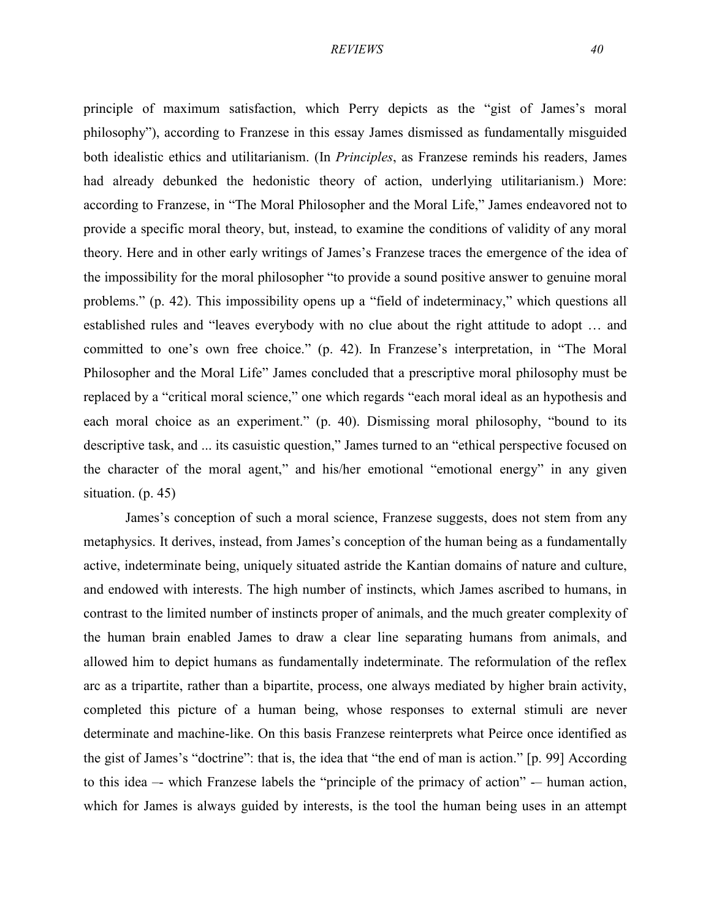principle of maximum satisfaction, which Perry depicts as the "gist of James's moral philosophy"), according to Franzese in this essay James dismissed as fundamentally misguided both idealistic ethics and utilitarianism. (In *Principles*, as Franzese reminds his readers, James had already debunked the hedonistic theory of action, underlying utilitarianism.) More: according to Franzese, in "The Moral Philosopher and the Moral Life," James endeavored not to provide a specific moral theory, but, instead, to examine the conditions of validity of any moral theory. Here and in other early writings of James's Franzese traces the emergence of the idea of the impossibility for the moral philosopher "to provide a sound positive answer to genuine moral problems." (p. 42). This impossibility opens up a "field of indeterminacy," which questions all established rules and "leaves everybody with no clue about the right attitude to adopt … and committed to one's own free choice." (p. 42). In Franzese's interpretation, in "The Moral Philosopher and the Moral Life" James concluded that a prescriptive moral philosophy must be replaced by a "critical moral science," one which regards "each moral ideal as an hypothesis and each moral choice as an experiment." (p. 40). Dismissing moral philosophy, "bound to its descriptive task, and ... its casuistic question," James turned to an "ethical perspective focused on the character of the moral agent," and his/her emotional "emotional energy" in any given situation. (p. 45)

James's conception of such a moral science, Franzese suggests, does not stem from any metaphysics. It derives, instead, from James's conception of the human being as a fundamentally active, indeterminate being, uniquely situated astride the Kantian domains of nature and culture, and endowed with interests. The high number of instincts, which James ascribed to humans, in contrast to the limited number of instincts proper of animals, and the much greater complexity of the human brain enabled James to draw a clear line separating humans from animals, and allowed him to depict humans as fundamentally indeterminate. The reformulation of the reflex arc as a tripartite, rather than a bipartite, process, one always mediated by higher brain activity, completed this picture of a human being, whose responses to external stimuli are never determinate and machine-like. On this basis Franzese reinterprets what Peirce once identified as the gist of James's "doctrine": that is, the idea that "the end of man is action." [p. 99] According to this idea –- which Franzese labels the "principle of the primacy of action" -– human action, which for James is always guided by interests, is the tool the human being uses in an attempt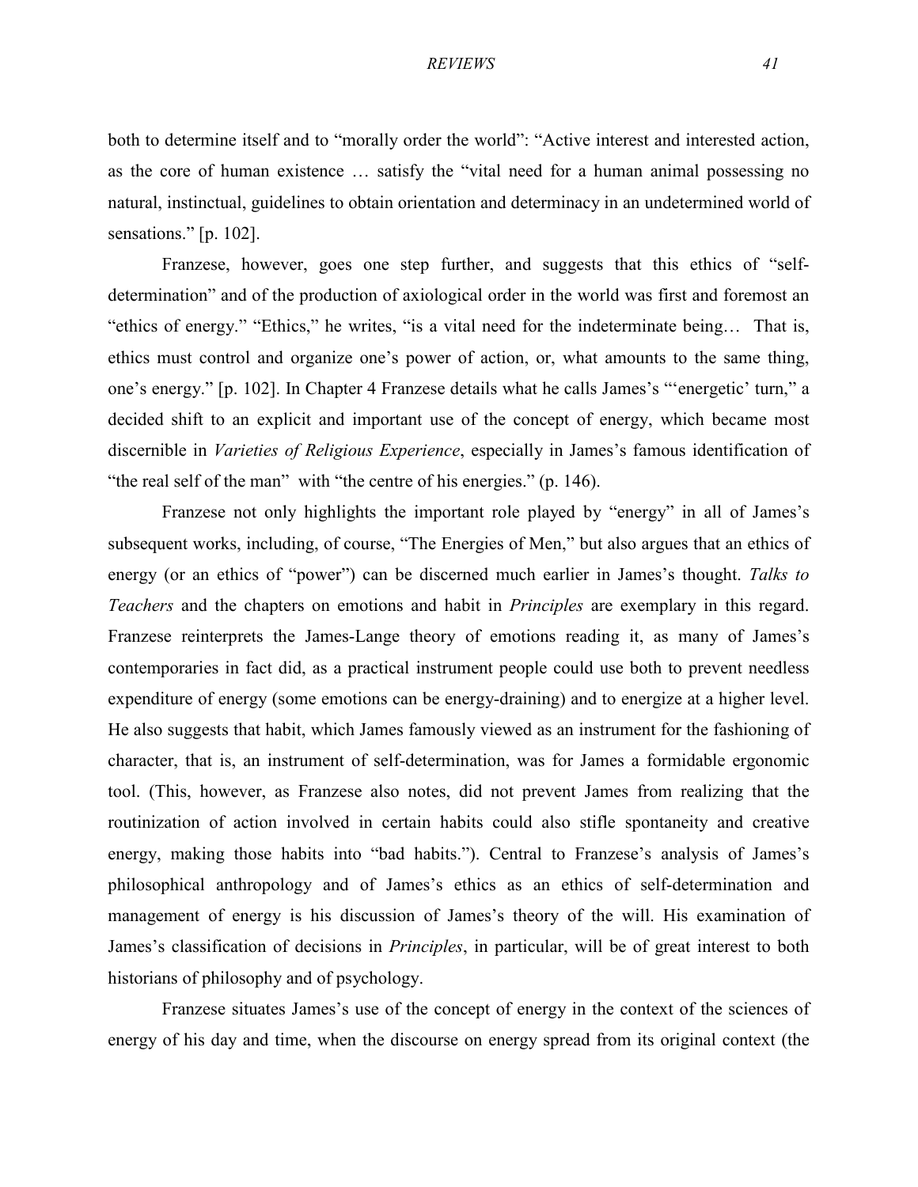both to determine itself and to "morally order the world": "Active interest and interested action, as the core of human existence … satisfy the "vital need for a human animal possessing no natural, instinctual, guidelines to obtain orientation and determinacy in an undetermined world of sensations." [p. 102].

Franzese, however, goes one step further, and suggests that this ethics of "self-determination" and of the production of axiological order in the world was first and foremost an "ethics of energy." "Ethics," he writes, "is a vital need for the indeterminate being… That is, ethics must control and organize one's power of action, or, what amounts to the same thing, one's energy." [p. 102]. In Chapter 4 Franzese details what he calls James's "'energetic' turn," a decided shift to an explicit and important use of the concept of energy, which became most discernible in *Varieties of Religious Experience*, especially in James's famous identification of "the real self of the man" with "the centre of his energies." (p. 146).

Franzese not only highlights the important role played by "energy" in all of James's subsequent works, including, of course, "The Energies of Men," but also argues that an ethics of energy (or an ethics of "power") can be discerned much earlier in James's thought. *Talks to Teachers* and the chapters on emotions and habit in *Principles* are exemplary in this regard. Franzese reinterprets the James-Lange theory of emotions reading it, as many of James's contemporaries in fact did, as a practical instrument people could use both to prevent needless expenditure of energy (some emotions can be energy-draining) and to energize at a higher level. He also suggests that habit, which James famously viewed as an instrument for the fashioning of character, that is, an instrument of self-determination, was for James a formidable ergonomic tool. (This, however, as Franzese also notes, did not prevent James from realizing that the routinization of action involved in certain habits could also stifle spontaneity and creative energy, making those habits into "bad habits."). Central to Franzese's analysis of James's philosophical anthropology and of James's ethics as an ethics of self-determination and management of energy is his discussion of James's theory of the will. His examination of James's classification of decisions in *Principles*, in particular, will be of great interest to both historians of philosophy and of psychology.

Franzese situates James's use of the concept of energy in the context of the sciences of energy of his day and time, when the discourse on energy spread from its original context (the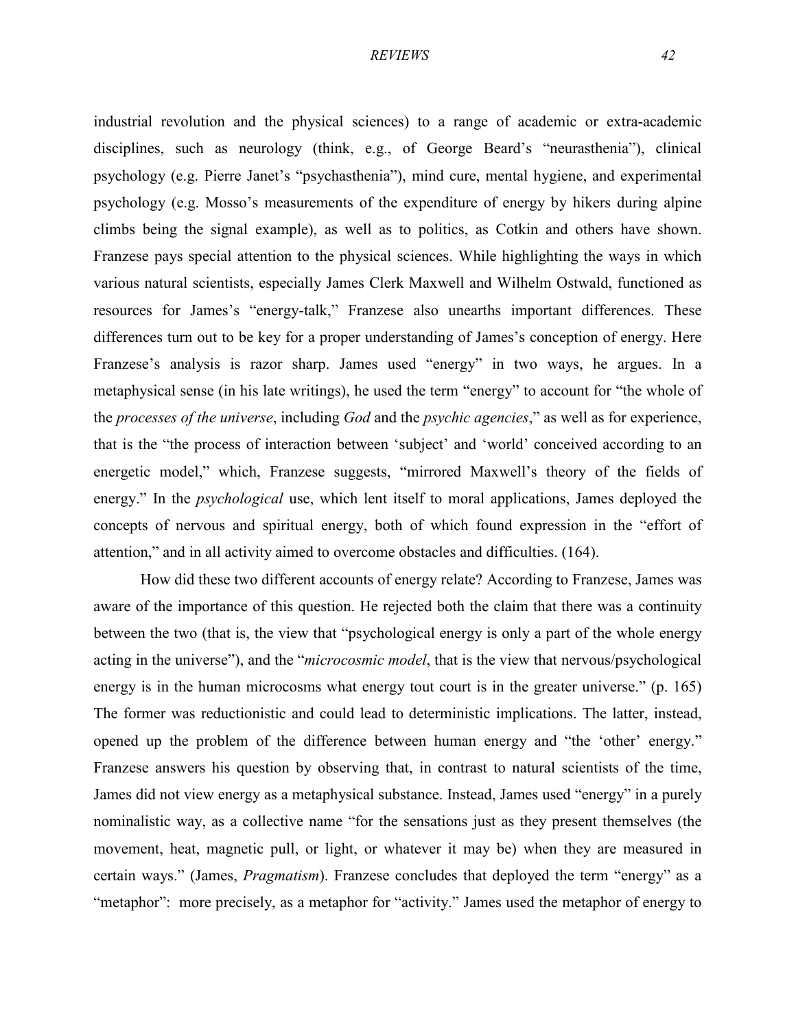industrial revolution and the physical sciences) to a range of academic or extra-academic disciplines, such as neurology (think, e.g., of George Beard's "neurasthenia"), clinical psychology (e.g. Pierre Janet's "psychasthenia"), mind cure, mental hygiene, and experimental psychology (e.g. Mosso's measurements of the expenditure of energy by hikers during alpine climbs being the signal example), as well as to politics, as Cotkin and others have shown. Franzese pays special attention to the physical sciences. While highlighting the ways in which various natural scientists, especially James Clerk Maxwell and Wilhelm Ostwald, functioned as resources for James's "energy-talk," Franzese also unearths important differences. These differences turn out to be key for a proper understanding of James's conception of energy. Here Franzese's analysis is razor sharp. James used "energy" in two ways, he argues. In a metaphysical sense (in his late writings), he used the term "energy" to account for "the whole of the *processes of the universe*, including *God* and the *psychic agencies*," as well as for experience, that is the "the process of interaction between 'subject' and 'world' conceived according to an energetic model," which, Franzese suggests, "mirrored Maxwell's theory of the fields of energy." In the *psychological* use, which lent itself to moral applications, James deployed the concepts of nervous and spiritual energy, both of which found expression in the "effort of attention," and in all activity aimed to overcome obstacles and difficulties. (164).

How did these two different accounts of energy relate? According to Franzese, James was aware of the importance of this question. He rejected both the claim that there was a continuity between the two (that is, the view that "psychological energy is only a part of the whole energy acting in the universe"), and the "*microcosmic model*, that is the view that nervous/psychological energy is in the human microcosms what energy tout court is in the greater universe." (p. 165) The former was reductionistic and could lead to deterministic implications. The latter, instead, opened up the problem of the difference between human energy and "the 'other' energy." Franzese answers his question by observing that, in contrast to natural scientists of the time, James did not view energy as a metaphysical substance. Instead, James used "energy" in a purely nominalistic way, as a collective name "for the sensations just as they present themselves (the movement, heat, magnetic pull, or light, or whatever it may be) when they are measured in certain ways." (James, *Pragmatism*). Franzese concludes that deployed the term "energy" as a "metaphor": more precisely, as a metaphor for "activity." James used the metaphor of energy to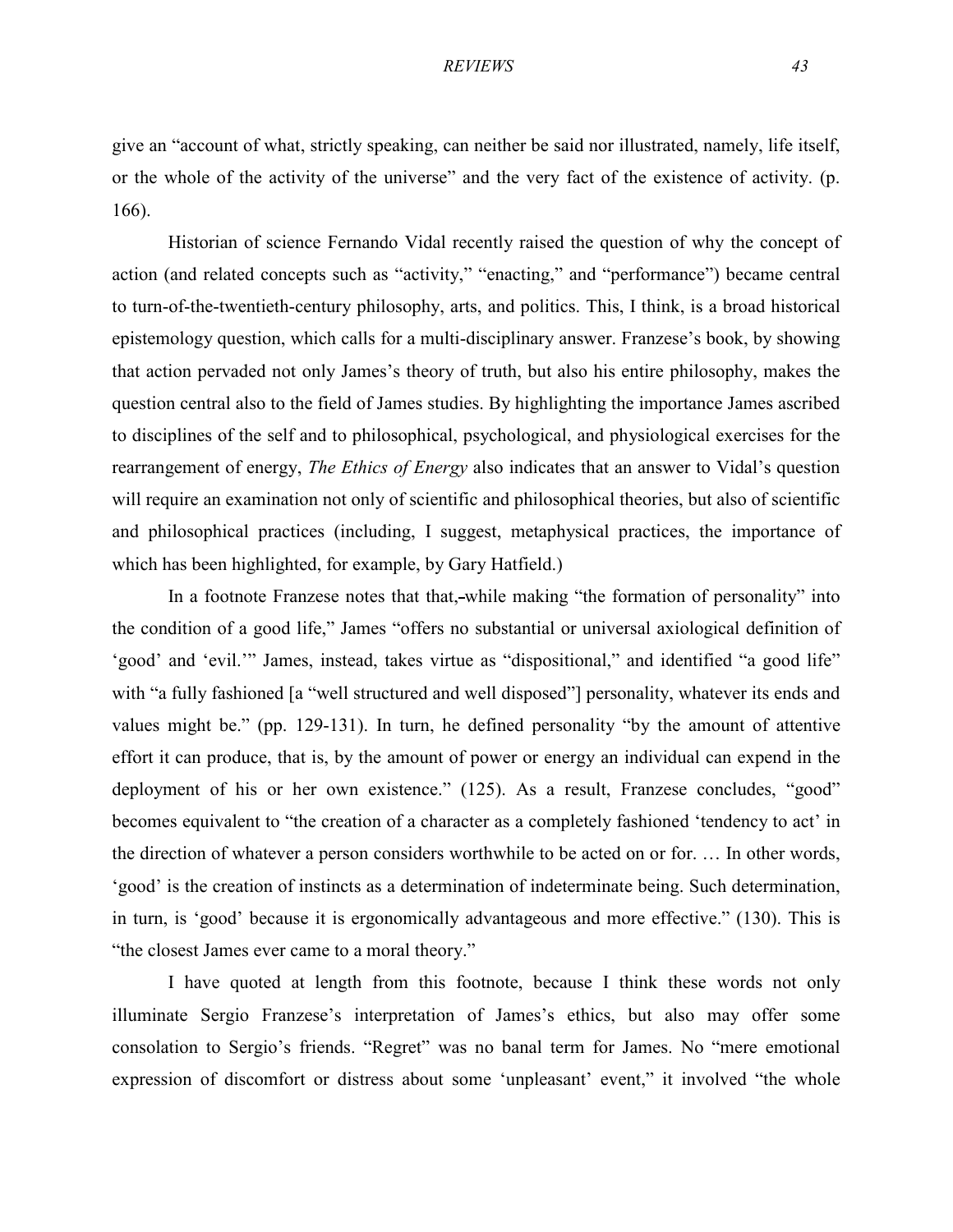give an "account of what, strictly speaking, can neither be said nor illustrated, namely, life itself, or the whole of the activity of the universe" and the very fact of the existence of activity. (p. 166).

Historian of science Fernando Vidal recently raised the question of why the concept of action (and related concepts such as "activity," "enacting," and "performance") became central to turn-of-the-twentieth-century philosophy, arts, and politics. This, I think, is a broad historical epistemology question, which calls for a multi-disciplinary answer. Franzese's book, by showing that action pervaded not only James's theory of truth, but also his entire philosophy, makes the question central also to the field of James studies. By highlighting the importance James ascribed to disciplines of the self and to philosophical, psychological, and physiological exercises for the rearrangement of energy, *The Ethics of Energy* also indicates that an answer to Vidal's question will require an examination not only of scientific and philosophical theories, but also of scientific and philosophical practices (including, I suggest, metaphysical practices, the importance of which has been highlighted, for example, by Gary Hatfield.)

In a footnote Franzese notes that that,-while making "the formation of personality" into the condition of a good life," James "offers no substantial or universal axiological definition of 'good' and 'evil.'" James, instead, takes virtue as "dispositional," and identified "a good life" with "a fully fashioned [a "well structured and well disposed"] personality, whatever its ends and values might be." (pp. 129-131). In turn, he defined personality "by the amount of attentive effort it can produce, that is, by the amount of power or energy an individual can expend in the deployment of his or her own existence." (125). As a result, Franzese concludes, "good" becomes equivalent to "the creation of a character as a completely fashioned 'tendency to act' in the direction of whatever a person considers worthwhile to be acted on or for. … In other words, 'good' is the creation of instincts as a determination of indeterminate being. Such determination, in turn, is 'good' because it is ergonomically advantageous and more effective." (130). This is "the closest James ever came to a moral theory."

I have quoted at length from this footnote, because I think these words not only illuminate Sergio Franzese's interpretation of James's ethics, but also may offer some consolation to Sergio's friends. "Regret" was no banal term for James. No "mere emotional expression of discomfort or distress about some 'unpleasant' event," it involved "the whole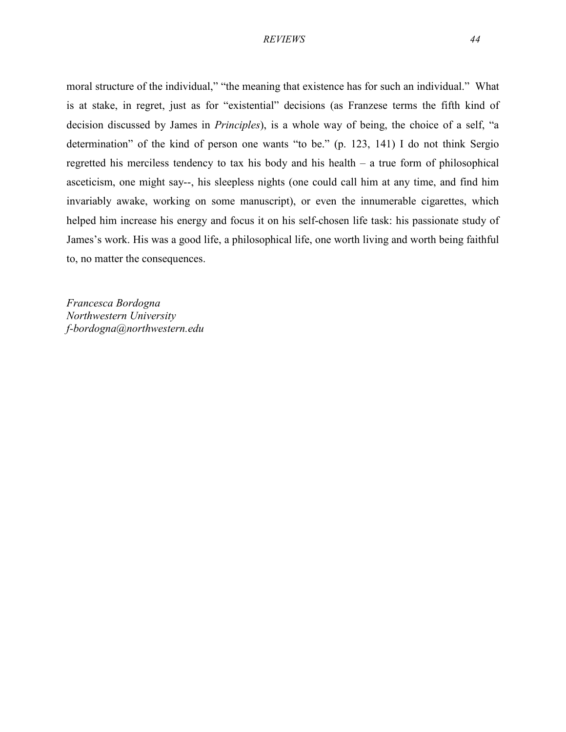moral structure of the individual," "the meaning that existence has for such an individual." What is at stake, in regret, just as for "existential" decisions (as Franzese terms the fifth kind of decision discussed by James in *Principles*), is a whole way of being, the choice of a self, "a determination" of the kind of person one wants "to be." (p. 123, 141) I do not think Sergio regretted his merciless tendency to tax his body and his health – a true form of philosophical asceticism, one might say--, his sleepless nights (one could call him at any time, and find him invariably awake, working on some manuscript), or even the innumerable cigarettes, which helped him increase his energy and focus it on his self-chosen life task: his passionate study of James's work. His was a good life, a philosophical life, one worth living and worth being faithful to, no matter the consequences.

*Francesca Bordogna*
*Northwestern University*
*f-bordogna@northwestern.edu*